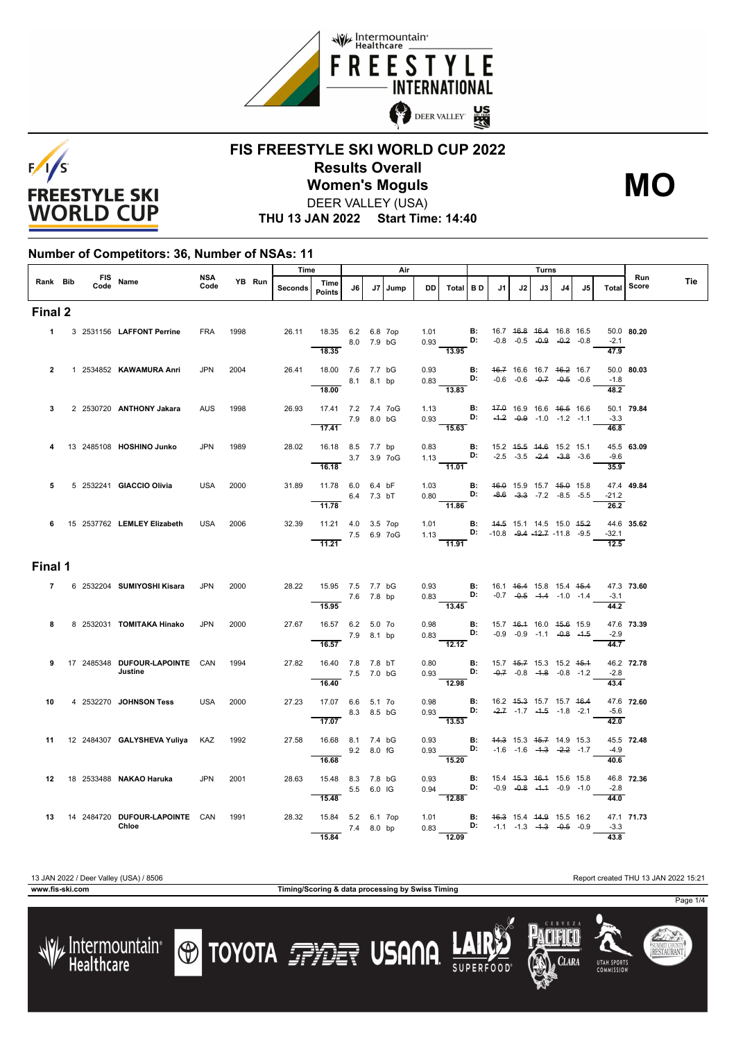# FIS FREESTYLE SKI WORLD CUP 2022

## Results Overall

## Women's Moguls

**MO**

DEER VALLEY (USA)

**THU 13 JAN 2022 Start Time: 14:40**

### Number of Competitors: 36, Number of NSAs: 11

| Rank | Bib | FIS Code | Name | NSA Code | YB | Run | Time Seconds | Time Points | J6 | J7 | Air Jump | DD | Air Total | BD | J1 | J2 | J3 | J4 | J5 | Turns Total | Run Score | Tie |
|---|---|---|---|---|---|---|---|---|---|---|---|---|---|---|---|---|---|---|---|---|---|---|
| **Final 2** | | | | | | | | | | | | | | | | | | | | | | |
| 1 | 3 | 2531156 | **LAFFONT Perrine** | FRA | 1998 | | 26.11 | 18.35 | 6.2 | 6.8 | 7op | 1.01 | | B: | 16.7 | ~~16.8~~ | ~~16.4~~ | 16.8 | 16.5 | 50.0 | **80.20** | |
| | | | | | | | | | 8.0 | 7.9 | bG | 0.93 | | D: | -0.8 | -0.5 | ~~-0.9~~ | ~~-0.2~~ | -0.8 | -2.1 | | |
| | | | | | | | | 18.35 | | | | | 13.95 | | | | | | | 47.9 | | |
| 2 | 1 | 2534852 | **KAWAMURA Anri** | JPN | 2004 | | 26.41 | 18.00 | 7.6 | 7.7 | bG | 0.93 | | B: | ~~16.7~~ | 16.6 | 16.7 | ~~16.2~~ | 16.7 | 50.0 | **80.03** | |
| | | | | | | | | | 8.1 | 8.1 | bp | 0.83 | | D: | -0.6 | -0.6 | ~~-0.7~~ | ~~-0.5~~ | -0.6 | -1.8 | | |
| | | | | | | | | 18.00 | | | | | 13.83 | | | | | | | 48.2 | | |
| 3 | 2 | 2530720 | **ANTHONY Jakara** | AUS | 1998 | | 26.93 | 17.41 | 7.2 | 7.4 | 7oG | 1.13 | | B: | ~~17.0~~ | 16.9 | 16.6 | ~~16.5~~ | 16.6 | 50.1 | **79.84** | |
| | | | | | | | | | 7.9 | 8.0 | bG | 0.93 | | D: | ~~-1.2~~ | ~~-0.9~~ | -1.0 | -1.2 | -1.1 | -3.3 | | |
| | | | | | | | | 17.41 | | | | | 15.63 | | | | | | | 46.8 | | |
| 4 | 13 | 2485108 | **HOSHINO Junko** | JPN | 1989 | | 28.02 | 16.18 | 8.5 | 7.7 | bp | 0.83 | | B: | 15.2 | ~~15.5~~ | ~~14.6~~ | 15.2 | 15.1 | 45.5 | **63.09** | |
| | | | | | | | | | 3.7 | 3.9 | 7oG | 1.13 | | D: | -2.5 | -3.5 | ~~-2.4~~ | ~~-3.8~~ | -3.6 | -9.6 | | |
| | | | | | | | | 16.18 | | | | | 11.01 | | | | | | | 35.9 | | |
| 5 | 5 | 2532241 | **GIACCIO Olivia** | USA | 2000 | | 31.89 | 11.78 | 6.0 | 6.4 | bF | 1.03 | | B: | ~~16.0~~ | 15.9 | 15.7 | ~~15.0~~ | 15.8 | 47.4 | **49.84** | |
| | | | | | | | | | 6.4 | 7.3 | bT | 0.80 | | D: | ~~-8.6~~ | ~~-3.3~~ | -7.2 | -8.5 | -5.5 | -21.2 | | |
| | | | | | | | | 11.78 | | | | | 11.86 | | | | | | | 26.2 | | |
| 6 | 15 | 2537762 | **LEMLEY Elizabeth** | USA | 2006 | | 32.39 | 11.21 | 4.0 | 3.5 | 7op | 1.01 | | B: | ~~14.5~~ | 15.1 | 14.5 | 15.0 | ~~15.2~~ | 44.6 | **35.62** | |
| | | | | | | | | | 7.5 | 6.9 | 7oG | 1.13 | | D: | -10.8 | ~~-9.4~~ | ~~-12.7~~ | -11.8 | -9.5 | -32.1 | | |
| | | | | | | | | 11.21 | | | | | 11.91 | | | | | | | 12.5 | | |
| **Final 1** | | | | | | | | | | | | | | | | | | | | | | |
| 7 | 6 | 2532204 | **SUMIYOSHI Kisara** | JPN | 2000 | | 28.22 | 15.95 | 7.5 | 7.7 | bG | 0.93 | | B: | 16.1 | ~~16.4~~ | 15.8 | 15.4 | ~~15.4~~ | 47.3 | **73.60** | |
| | | | | | | | | | 7.6 | 7.8 | bp | 0.83 | | D: | -0.7 | ~~-0.5~~ | ~~-1.4~~ | -1.0 | -1.4 | -3.1 | | |
| | | | | | | | | 15.95 | | | | | 13.45 | | | | | | | 44.2 | | |
| 8 | 8 | 2532031 | **TOMITAKA Hinako** | JPN | 2000 | | 27.67 | 16.57 | 6.2 | 5.0 | 7o | 0.98 | | B: | 15.7 | ~~16.1~~ | 16.0 | ~~15.6~~ | 15.9 | 47.6 | **73.39** | |
| | | | | | | | | | 7.9 | 8.1 | bp | 0.83 | | D: | -0.9 | -0.9 | -1.1 | ~~-0.8~~ | ~~-1.5~~ | -2.9 | | |
| | | | | | | | | 16.57 | | | | | 12.12 | | | | | | | 44.7 | | |
| 9 | 17 | 2485348 | **DUFOUR-LAPOINTE Justine** | CAN | 1994 | | 27.82 | 16.40 | 7.8 | 7.8 | bT | 0.80 | | B: | 15.7 | ~~15.7~~ | 15.3 | 15.2 | ~~15.1~~ | 46.2 | **72.78** | |
| | | | | | | | | | 7.5 | 7.0 | bG | 0.93 | | D: | ~~-0.7~~ | -0.8 | ~~-1.8~~ | -0.8 | -1.2 | -2.8 | | |
| | | | | | | | | 16.40 | | | | | 12.98 | | | | | | | 43.4 | | |
| 10 | 4 | 2532270 | **JOHNSON Tess** | USA | 2000 | | 27.23 | 17.07 | 6.6 | 5.1 | 7o | 0.98 | | B: | 16.2 | ~~15.3~~ | 15.7 | 15.7 | ~~16.4~~ | 47.6 | **72.60** | |
| | | | | | | | | | 8.3 | 8.5 | bG | 0.93 | | D: | ~~-2.7~~ | -1.7 | ~~-1.5~~ | -1.8 | -2.1 | -5.6 | | |
| | | | | | | | | 17.07 | | | | | 13.53 | | | | | | | 42.0 | | |
| 11 | 12 | 2484307 | **GALYSHEVA Yuliya** | KAZ | 1992 | | 27.58 | 16.68 | 8.1 | 7.4 | bG | 0.93 | | B: | ~~14.3~~ | 15.3 | ~~15.7~~ | 14.9 | 15.3 | 45.5 | **72.48** | |
| | | | | | | | | | 9.2 | 8.0 | fG | 0.93 | | D: | -1.6 | -1.6 | ~~-1.3~~ | ~~-2.2~~ | -1.7 | -4.9 | | |
| | | | | | | | | 16.68 | | | | | 15.20 | | | | | | | 40.6 | | |
| 12 | 18 | 2533488 | **NAKAO Haruka** | JPN | 2001 | | 28.63 | 15.48 | 8.3 | 7.8 | bG | 0.93 | | B: | 15.4 | ~~15.3~~ | ~~16.1~~ | 15.6 | 15.8 | 46.8 | **72.36** | |
| | | | | | | | | | 5.5 | 6.0 | IG | 0.94 | | D: | -0.9 | ~~-0.8~~ | ~~-1.1~~ | -0.9 | -1.0 | -2.8 | | |
| | | | | | | | | 15.48 | | | | | 12.88 | | | | | | | 44.0 | | |
| 13 | 14 | 2484720 | **DUFOUR-LAPOINTE Chloe** | CAN | 1991 | | 28.32 | 15.84 | 5.2 | 6.1 | 7op | 1.01 | | B: | ~~16.3~~ | 15.4 | ~~14.9~~ | 15.5 | 16.2 | 47.1 | **71.73** | |
| | | | | | | | | | 7.4 | 8.0 | bp | 0.83 | | D: | -1.1 | -1.3 | ~~-1.3~~ | ~~-0.5~~ | -0.9 | -3.3 | | |
| | | | | | | | | 15.84 | | | | | 12.09 | | | | | | | 43.8 | | |

13 JAN 2022 / Deer Valley (USA) / 8506

Report created THU 13 JAN 2022 15:21

www.fis-ski.com

Timing/Scoring & data processing by Swiss Timing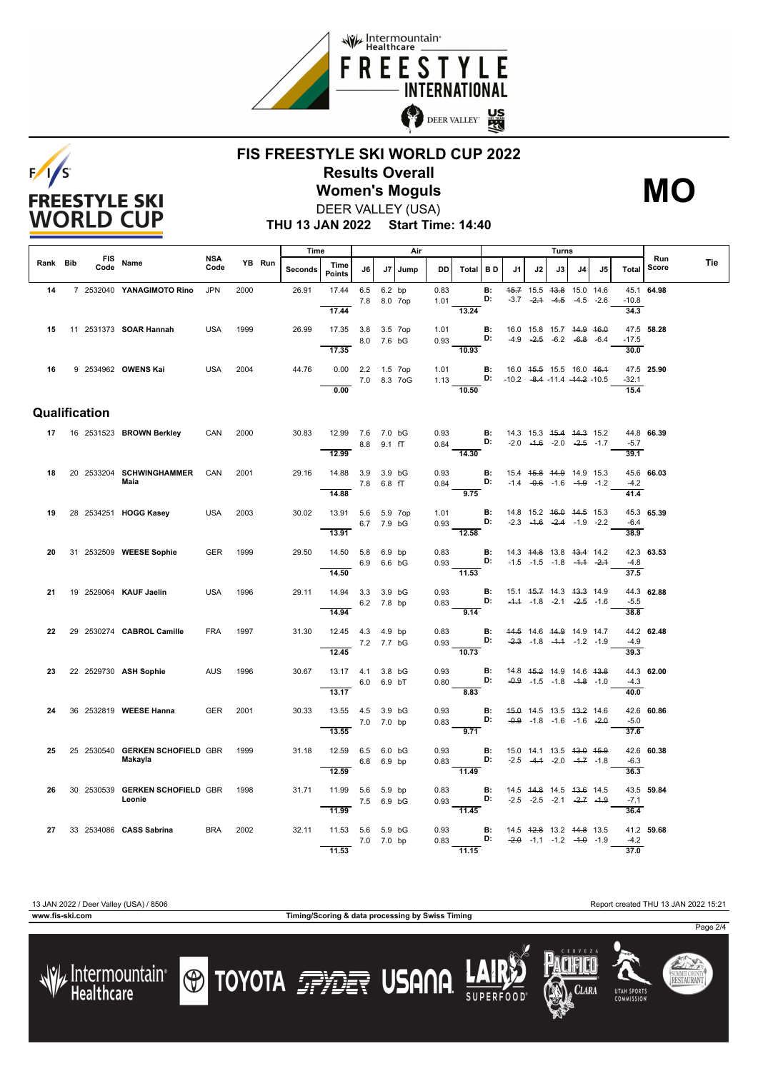# FIS FREESTYLE SKI WORLD CUP 2022

## Results Overall

## Women's Moguls

**MO**

DEER VALLEY (USA)

**THU 13 JAN 2022 Start Time: 14:40**

| Rank | Bib | FIS Code | Name | NSA Code | YB | Run | Time Seconds | Time Points | J6 | J7 | Jump | DD | Air Total | BD | J1 | J2 | J3 | J4 | J5 | Turns Total | Run Score | Tie |
|---|---|---|---|---|---|---|---|---|---|---|---|---|---|---|---|---|---|---|---|---|---|---|
| 14 | 7 | 2532040 | YANAGIMOTO Rino | JPN | 2000 | | 26.91 | 17.44 | 6.5 | 6.2 | bp | 0.83 | | B: | ~~15.7~~ | 15.5 | ~~13.8~~ | 15.0 | 14.6 | 45.1 | 64.98 | |
| | | | | | | | | | 7.8 | 8.0 | 7op | 1.01 | | D: | -3.7 | ~~-2.1~~ | ~~-4.5~~ | -4.5 | -2.6 | -10.8 | | |
| | | | | | | | | 17.44 | | | | | 13.24 | | | | | | | 34.3 | | |
| 15 | 11 | 2531373 | SOAR Hannah | USA | 1999 | | 26.99 | 17.35 | 3.8 | 3.5 | 7op | 1.01 | | B: | 16.0 | 15.8 | 15.7 | ~~14.9~~ | ~~16.0~~ | 47.5 | 58.28 | |
| | | | | | | | | | 8.0 | 7.6 | bG | 0.93 | | D: | -4.9 | ~~-2.5~~ | -6.2 | ~~-6.8~~ | -6.4 | -17.5 | | |
| | | | | | | | | 17.35 | | | | | 10.93 | | | | | | | 30.0 | | |
| 16 | 9 | 2534962 | OWENS Kai | USA | 2004 | | 44.76 | 0.00 | 2.2 | 1.5 | 7op | 1.01 | | B: | 16.0 | ~~15.5~~ | 15.5 | 16.0 | ~~16.1~~ | 47.5 | 25.90 | |
| | | | | | | | | | 7.0 | 8.3 | 7oG | 1.13 | | D: | -10.2 | ~~-8.4~~ | -11.4 | ~~-14.2~~ | -10.5 | -32.1 | | |
| | | | | | | | | 0.00 | | | | | 10.50 | | | | | | | 15.4 | | |

## Qualification

| Rank | Bib | FIS Code | Name | NSA Code | YB | Run | Time Seconds | Time Points | J6 | J7 | Jump | DD | Air Total | BD | J1 | J2 | J3 | J4 | J5 | Turns Total | Run Score | Tie |
|---|---|---|---|---|---|---|---|---|---|---|---|---|---|---|---|---|---|---|---|---|---|---|
| 17 | 16 | 2531523 | BROWN Berkley | CAN | 2000 | | 30.83 | 12.99 | 7.6 | 7.0 | bG | 0.93 | | B: | 14.3 | 15.3 | ~~15.4~~ | ~~14.3~~ | 15.2 | 44.8 | 66.39 | |
| | | | | | | | | | 8.8 | 9.1 | fT | 0.84 | | D: | -2.0 | ~~-1.6~~ | -2.0 | ~~-2.5~~ | -1.7 | -5.7 | | |
| | | | | | | | | 12.99 | | | | | 14.30 | | | | | | | 39.1 | | |
| 18 | 20 | 2533204 | SCHWINGHAMMER Maia | CAN | 2001 | | 29.16 | 14.88 | 3.9 | 3.9 | bG | 0.93 | | B: | 15.4 | ~~15.8~~ | ~~14.9~~ | 14.9 | 15.3 | 45.6 | 66.03 | |
| | | | | | | | | | 7.8 | 6.8 | fT | 0.84 | | D: | -1.4 | ~~-0.6~~ | -1.6 | ~~-1.9~~ | -1.2 | -4.2 | | |
| | | | | | | | | 14.88 | | | | | 9.75 | | | | | | | 41.4 | | |
| 19 | 28 | 2534251 | HOGG Kasey | USA | 2003 | | 30.02 | 13.91 | 5.6 | 5.9 | 7op | 1.01 | | B: | 14.8 | 15.2 | ~~16.0~~ | ~~14.5~~ | 15.3 | 45.3 | 65.39 | |
| | | | | | | | | | 6.7 | 7.9 | bG | 0.93 | | D: | -2.3 | ~~-1.6~~ | ~~-2.4~~ | -1.9 | -2.2 | -6.4 | | |
| | | | | | | | | 13.91 | | | | | 12.58 | | | | | | | 38.9 | | |
| 20 | 31 | 2532509 | WEESE Sophie | GER | 1999 | | 29.50 | 14.50 | 5.8 | 6.9 | bp | 0.83 | | B: | 14.3 | ~~14.8~~ | 13.8 | ~~13.4~~ | 14.2 | 42.3 | 63.53 | |
| | | | | | | | | | 6.9 | 6.6 | bG | 0.93 | | D: | -1.5 | -1.5 | -1.8 | ~~-1.1~~ | ~~-2.1~~ | -4.8 | | |
| | | | | | | | | 14.50 | | | | | 11.53 | | | | | | | 37.5 | | |
| 21 | 19 | 2529064 | KAUF Jaelin | USA | 1996 | | 29.11 | 14.94 | 3.3 | 3.9 | bG | 0.93 | | B: | 15.1 | ~~15.7~~ | 14.3 | ~~13.3~~ | 14.9 | 44.3 | 62.88 | |
| | | | | | | | | | 6.2 | 7.8 | bp | 0.83 | | D: | ~~-1.1~~ | -1.8 | -2.1 | ~~-2.5~~ | -1.6 | -5.5 | | |
| | | | | | | | | 14.94 | | | | | 9.14 | | | | | | | 38.8 | | |
| 22 | 29 | 2530274 | CABROL Camille | FRA | 1997 | | 31.30 | 12.45 | 4.3 | 4.9 | bp | 0.83 | | B: | ~~14.5~~ | 14.6 | ~~14.9~~ | 14.9 | 14.7 | 44.2 | 62.48 | |
| | | | | | | | | | 7.2 | 7.7 | bG | 0.93 | | D: | ~~-2.3~~ | -1.8 | ~~-1.1~~ | -1.2 | -1.9 | -4.9 | | |
| | | | | | | | | 12.45 | | | | | 10.73 | | | | | | | 39.3 | | |
| 23 | 22 | 2529730 | ASH Sophie | AUS | 1996 | | 30.67 | 13.17 | 4.1 | 3.8 | bG | 0.93 | | B: | 14.8 | ~~15.2~~ | 14.9 | 14.6 | ~~13.8~~ | 44.3 | 62.00 | |
| | | | | | | | | | 6.0 | 6.9 | bT | 0.80 | | D: | ~~-0.9~~ | -1.5 | -1.8 | ~~-1.8~~ | -1.0 | -4.3 | | |
| | | | | | | | | 13.17 | | | | | 8.83 | | | | | | | 40.0 | | |
| 24 | 36 | 2532819 | WEESE Hanna | GER | 2001 | | 30.33 | 13.55 | 4.5 | 3.9 | bG | 0.93 | | B: | ~~15.0~~ | 14.5 | 13.5 | ~~13.2~~ | 14.6 | 42.6 | 60.86 | |
| | | | | | | | | | 7.0 | 7.0 | bp | 0.83 | | D: | ~~-0.9~~ | -1.8 | -1.6 | -1.6 | ~~-2.0~~ | -5.0 | | |
| | | | | | | | | 13.55 | | | | | 9.71 | | | | | | | 37.6 | | |
| 25 | 25 | 2530540 | GERKEN SCHOFIELD Makayla | GBR | 1999 | | 31.18 | 12.59 | 6.5 | 6.0 | bG | 0.93 | | B: | 15.0 | 14.1 | 13.5 | ~~13.0~~ | ~~15.9~~ | 42.6 | 60.38 | |
| | | | | | | | | | 6.8 | 6.9 | bp | 0.83 | | D: | -2.5 | ~~-4.1~~ | -2.0 | ~~-1.7~~ | -1.8 | -6.3 | | |
| | | | | | | | | 12.59 | | | | | 11.49 | | | | | | | 36.3 | | |
| 26 | 30 | 2530539 | GERKEN SCHOFIELD Leonie | GBR | 1998 | | 31.71 | 11.99 | 5.6 | 5.9 | bp | 0.83 | | B: | 14.5 | ~~14.8~~ | 14.5 | ~~13.6~~ | 14.5 | 43.5 | 59.84 | |
| | | | | | | | | | 7.5 | 6.9 | bG | 0.93 | | D: | -2.5 | -2.5 | -2.1 | ~~-2.7~~ | ~~-1.9~~ | -7.1 | | |
| | | | | | | | | 11.99 | | | | | 11.45 | | | | | | | 36.4 | | |
| 27 | 33 | 2534086 | CASS Sabrina | BRA | 2002 | | 32.11 | 11.53 | 5.6 | 5.9 | bG | 0.93 | | B: | 14.5 | ~~12.8~~ | 13.2 | ~~14.8~~ | 13.5 | 41.2 | 59.68 | |
| | | | | | | | | | 7.0 | 7.0 | bp | 0.83 | | D: | ~~-2.0~~ | -1.1 | -1.2 | ~~-1.0~~ | -1.9 | -4.2 | | |
| | | | | | | | | 11.53 | | | | | 11.15 | | | | | | | 37.0 | | |

13 JAN 2022 / Deer Valley (USA) / 8506 — Report created THU 13 JAN 2022 15:21

www.fis-ski.com — Timing/Scoring & data processing by Swiss Timing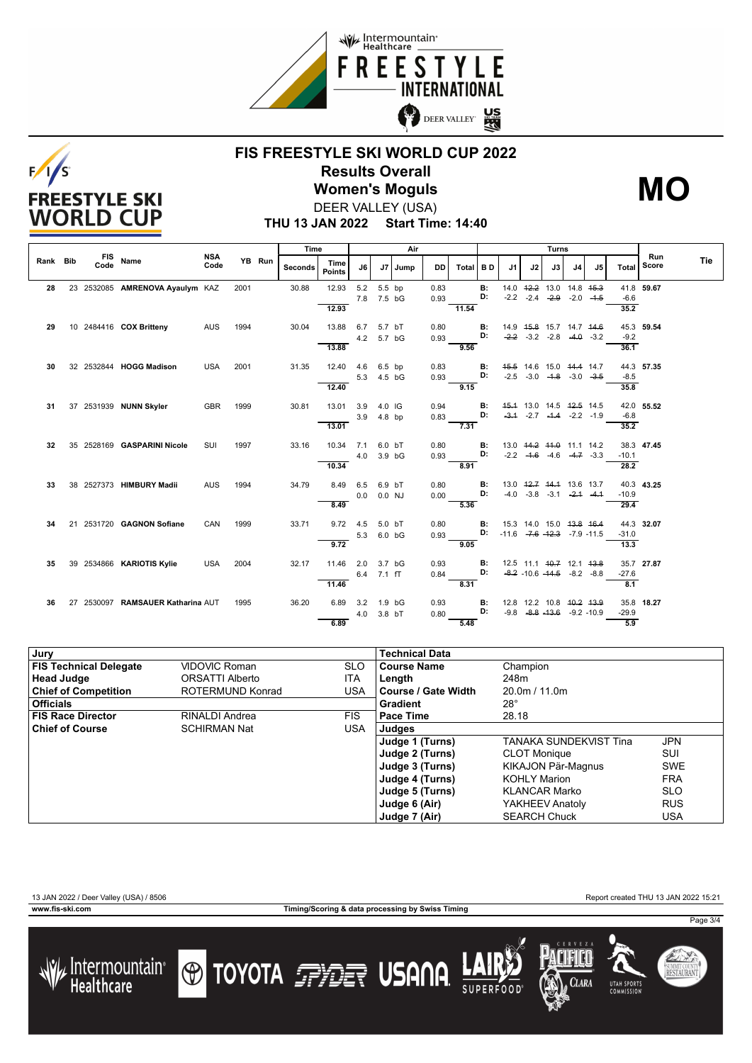# FIS FREESTYLE SKI WORLD CUP 2022

## Results Overall

## Women's Moguls

**MO**

DEER VALLEY (USA)

**THU 13 JAN 2022 Start Time: 14:40**

| Rank | Bib | FIS Code | Name | NSA Code | YB | Run | Time Seconds | Time Points | J6 | J7 | Jump | DD | Air Total | B D | J1 | J2 | J3 | J4 | J5 | Turns Total | Run Score | Tie |
|---|---|---|---|---|---|---|---|---|---|---|---|---|---|---|---|---|---|---|---|---|---|---|
| 28 | 23 | 2532085 | AMRENOVA Ayaulym | KAZ | 2001 | | 30.88 | 12.93 | 5.2 | 5.5 | bp | 0.83 | | B: | 14.0 | ~~12.2~~ | 13.0 | 14.8 | ~~15.3~~ | 41.8 | 59.67 | |
| | | | | | | | | | 7.8 | 7.5 | bG | 0.93 | | D: | -2.2 | -2.4 | ~~-2.9~~ | -2.0 | ~~-1.5~~ | -6.6 | | |
| | | | | | | | | 12.93 | | | | | 11.54 | | | | | | | 35.2 | | |
| 29 | 10 | 2484416 | COX Britteny | AUS | 1994 | | 30.04 | 13.88 | 6.7 | 5.7 | bT | 0.80 | | B: | 14.9 | ~~15.8~~ | 15.7 | 14.7 | ~~14.6~~ | 45.3 | 59.54 | |
| | | | | | | | | | 4.2 | 5.7 | bG | 0.93 | | D: | ~~-2.2~~ | -3.2 | -2.8 | ~~-4.0~~ | -3.2 | -9.2 | | |
| | | | | | | | | 13.88 | | | | | 9.56 | | | | | | | 36.1 | | |
| 30 | 32 | 2532844 | HOGG Madison | USA | 2001 | | 31.35 | 12.40 | 4.6 | 6.5 | bp | 0.83 | | B: | ~~15.5~~ | 14.6 | 15.0 | ~~14.4~~ | 14.7 | 44.3 | 57.35 | |
| | | | | | | | | | 5.3 | 4.5 | bG | 0.93 | | D: | -2.5 | -3.0 | ~~-1.8~~ | -3.0 | ~~-3.5~~ | -8.5 | | |
| | | | | | | | | 12.40 | | | | | 9.15 | | | | | | | 35.8 | | |
| 31 | 37 | 2531939 | NUNN Skyler | GBR | 1999 | | 30.81 | 13.01 | 3.9 | 4.0 | IG | 0.94 | | B: | ~~15.1~~ | 13.0 | 14.5 | ~~12.5~~ | 14.5 | 42.0 | 55.52 | |
| | | | | | | | | | 3.9 | 4.8 | bp | 0.83 | | D: | ~~-3.1~~ | -2.7 | ~~-1.4~~ | -2.2 | -1.9 | -6.8 | | |
| | | | | | | | | 13.01 | | | | | 7.31 | | | | | | | 35.2 | | |
| 32 | 35 | 2528169 | GASPARINI Nicole | SUI | 1997 | | 33.16 | 10.34 | 7.1 | 6.0 | bT | 0.80 | | B: | 13.0 | ~~14.2~~ | ~~11.0~~ | 11.1 | 14.2 | 38.3 | 47.45 | |
| | | | | | | | | | 4.0 | 3.9 | bG | 0.93 | | D: | -2.2 | ~~-1.6~~ | -4.6 | ~~-4.7~~ | -3.3 | -10.1 | | |
| | | | | | | | | 10.34 | | | | | 8.91 | | | | | | | 28.2 | | |
| 33 | 38 | 2527373 | HIMBURY Madii | AUS | 1994 | | 34.79 | 8.49 | 6.5 | 6.9 | bT | 0.80 | | B: | 13.0 | ~~12.7~~ | ~~14.1~~ | 13.6 | 13.7 | 40.3 | 43.25 | |
| | | | | | | | | | 0.0 | 0.0 | NJ | 0.00 | | D: | -4.0 | -3.8 | -3.1 | ~~-2.1~~ | ~~-4.1~~ | -10.9 | | |
| | | | | | | | | 8.49 | | | | | 5.36 | | | | | | | 29.4 | | |
| 34 | 21 | 2531720 | GAGNON Sofiane | CAN | 1999 | | 33.71 | 9.72 | 4.5 | 5.0 | bT | 0.80 | | B: | 15.3 | 14.0 | 15.0 | ~~13.8~~ | ~~16.4~~ | 44.3 | 32.07 | |
| | | | | | | | | | 5.3 | 6.0 | bG | 0.93 | | D: | -11.6 | ~~-7.6~~ | ~~-12.3~~ | -7.9 | -11.5 | -31.0 | | |
| | | | | | | | | 9.72 | | | | | 9.05 | | | | | | | 13.3 | | |
| 35 | 39 | 2534866 | KARIOTIS Kylie | USA | 2004 | | 32.17 | 11.46 | 2.0 | 3.7 | bG | 0.93 | | B: | 12.5 | 11.1 | ~~10.7~~ | 12.1 | ~~13.8~~ | 35.7 | 27.87 | |
| | | | | | | | | | 6.4 | 7.1 | fT | 0.84 | | D: | ~~-8.2~~ | -10.6 | ~~-11.5~~ | -8.2 | -8.8 | -27.6 | | |
| | | | | | | | | 11.46 | | | | | 8.31 | | | | | | | 8.1 | | |
| 36 | 27 | 2530097 | RAMSAUER Katharina | AUT | 1995 | | 36.20 | 6.89 | 3.2 | 1.9 | bG | 0.93 | | B: | 12.8 | 12.2 | 10.8 | ~~10.2~~ | ~~13.9~~ | 35.8 | 18.27 | |
| | | | | | | | | | 4.0 | 3.8 | bT | 0.80 | | D: | -9.8 | ~~-8.8~~ | ~~-13.6~~ | -9.2 | -10.9 | -29.9 | | |
| | | | | | | | | 6.89 | | | | | 5.48 | | | | | | | 5.9 | | |

| Jury | | |
|---|---|---|
| **FIS Technical Delegate** | VIDOVIC Roman | SLO |
| **Head Judge** | ORSATTI Alberto | ITA |
| **Chief of Competition** | ROTERMUND Konrad | USA |
| **Officials** | | |
| **FIS Race Director** | RINALDI Andrea | FIS |
| **Chief of Course** | SCHIRMAN Nat | USA |

| Technical Data | | |
|---|---|---|
| **Course Name** | Champion | |
| **Length** | 248m | |
| **Course / Gate Width** | 20.0m / 11.0m | |
| **Gradient** | 28° | |
| **Pace Time** | 28.18 | |
| **Judges** | | |
| **Judge 1 (Turns)** | TANAKA SUNDEKVIST Tina | JPN |
| **Judge 2 (Turns)** | CLOT Monique | SUI |
| **Judge 3 (Turns)** | KIKAJON Pär-Magnus | SWE |
| **Judge 4 (Turns)** | KOHLY Marion | FRA |
| **Judge 5 (Turns)** | KLANCAR Marko | SLO |
| **Judge 6 (Air)** | YAKHEEV Anatoly | RUS |
| **Judge 7 (Air)** | SEARCH Chuck | USA |

13 JAN 2022 / Deer Valley (USA) / 8506

Report created THU 13 JAN 2022 15:21

www.fis-ski.com

Timing/Scoring & data processing by Swiss Timing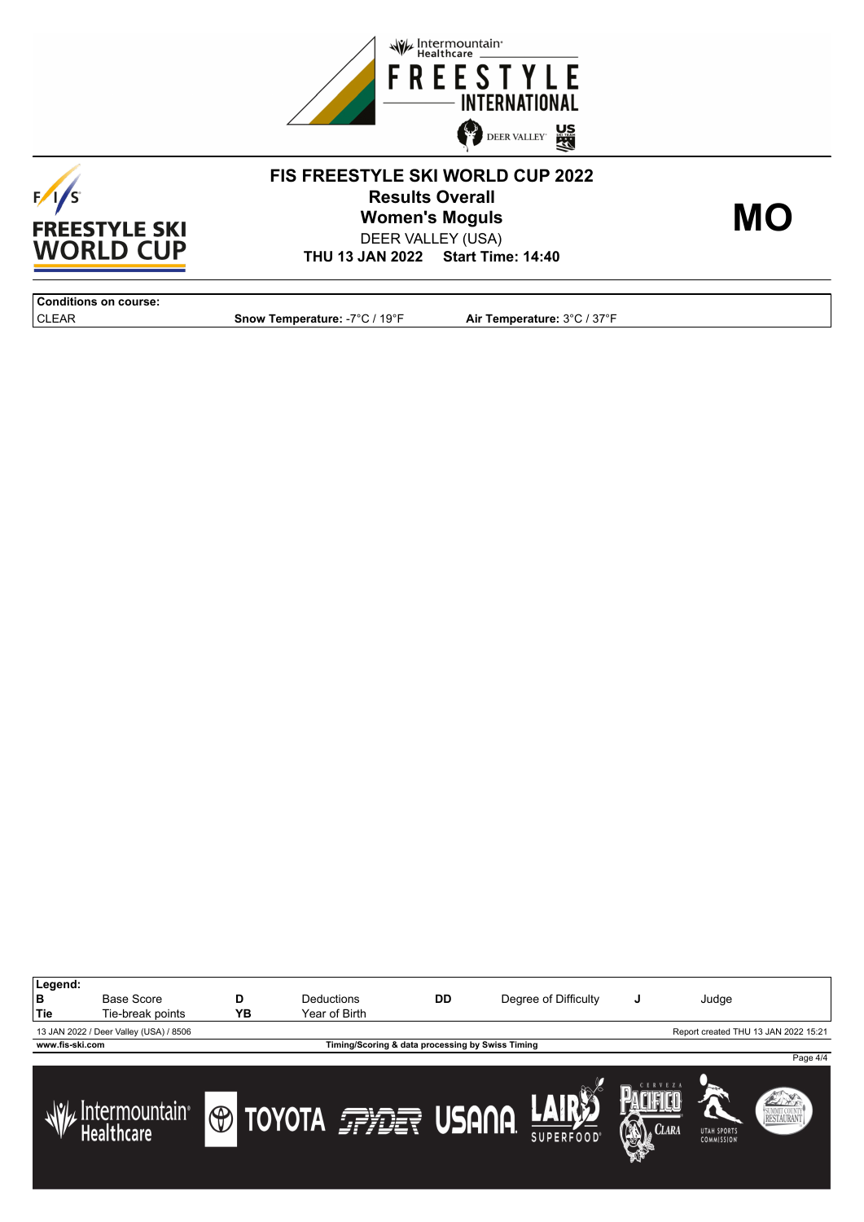# FIS FREESTYLE SKI WORLD CUP 2022

## Results Overall

## Women's Moguls

**MO**

DEER VALLEY (USA)

**THU 13 JAN 2022 Start Time: 14:40**

| Conditions on course: | | |
|---|---|---|
| CLEAR | **Snow Temperature:** -7°C / 19°F | **Air Temperature:** 3°C / 37°F |

| Legend: | | | | | | | |
|---|---|---|---|---|---|---|---|
| **B** | Base Score | **D** | Deductions | **DD** | Degree of Difficulty | **J** | Judge |
| **Tie** | Tie-break points | **YB** | Year of Birth | | | | |

13 JAN 2022 / Deer Valley (USA) / 8506

Report created THU 13 JAN 2022 15:21

www.fis-ski.com

Timing/Scoring & data processing by Swiss Timing